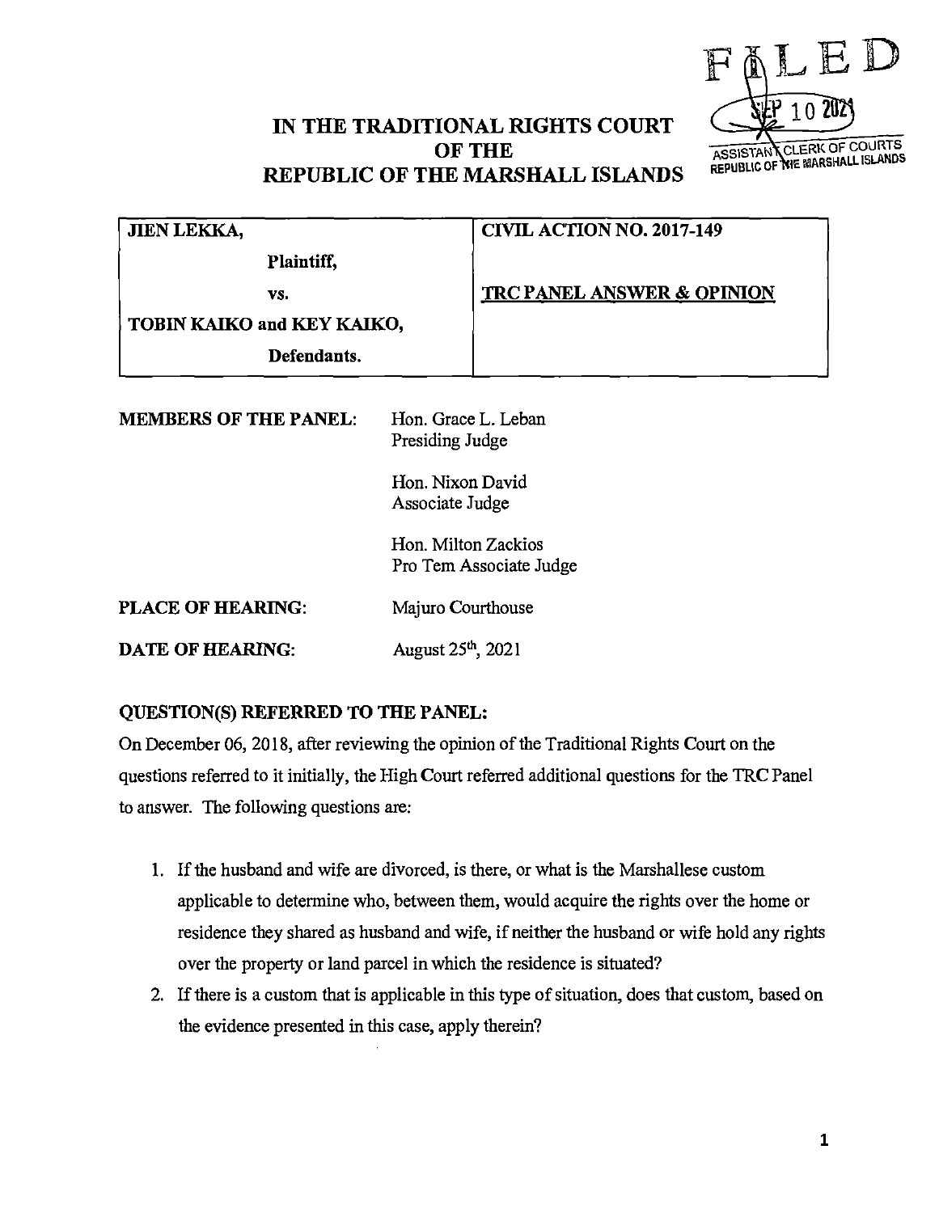FILED
SEP 10 2021
ASSISTANT CLERK OF COURTS
REPUBLIC OF THE MARSHALL ISLANDS

# IN THE TRADITIONAL RIGHTS COURT OF THE REPUBLIC OF THE MARSHALL ISLANDS

| | |
|---|---|
| **JIEN LEKKA,**<br>**Plaintiff,**<br>**vs.**<br>**TOBIN KAIKO and KEY KAIKO,**<br>**Defendants.** | **CIVIL ACTION NO. 2017-149**<br><br>**TRC PANEL ANSWER & OPINION** |

**MEMBERS OF THE PANEL:** Hon. Grace L. Leban
Presiding Judge

Hon. Nixon David
Associate Judge

Hon. Milton Zackios
Pro Tem Associate Judge

**PLACE OF HEARING:** Majuro Courthouse

**DATE OF HEARING:** August 25th, 2021

**QUESTION(S) REFERRED TO THE PANEL:**

On December 06, 2018, after reviewing the opinion of the Traditional Rights Court on the questions referred to it initially, the High Court referred additional questions for the TRC Panel to answer. The following questions are:

1. If the husband and wife are divorced, is there, or what is the Marshallese custom applicable to determine who, between them, would acquire the rights over the home or residence they shared as husband and wife, if neither the husband or wife hold any rights over the property or land parcel in which the residence is situated?
2. If there is a custom that is applicable in this type of situation, does that custom, based on the evidence presented in this case, apply therein?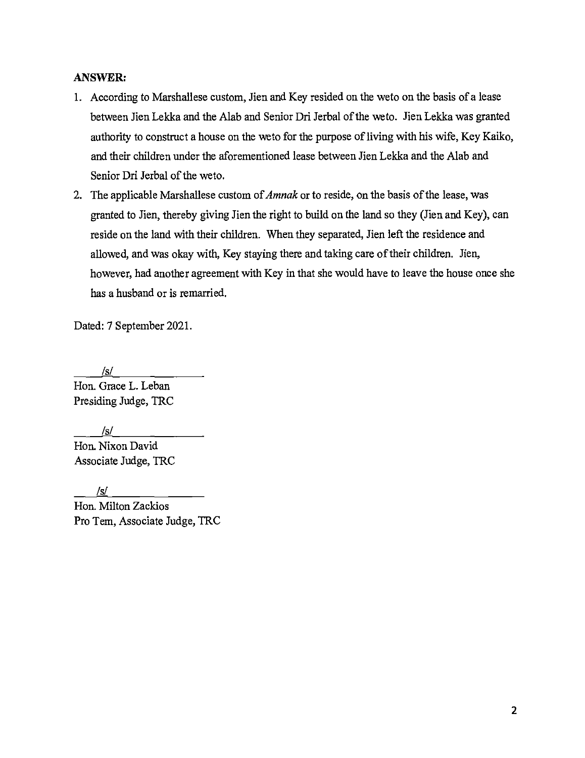**ANSWER:**

1. According to Marshallese custom, Jien and Key resided on the weto on the basis of a lease between Jien Lekka and the Alab and Senior Dri Jerbal of the weto. Jien Lekka was granted authority to construct a house on the weto for the purpose of living with his wife, Key Kaiko, and their children under the aforementioned lease between Jien Lekka and the Alab and Senior Dri Jerbal of the weto.
2. The applicable Marshallese custom of *Amnak* or to reside, on the basis of the lease, was granted to Jien, thereby giving Jien the right to build on the land so they (Jien and Key), can reside on the land with their children. When they separated, Jien left the residence and allowed, and was okay with, Key staying there and taking care of their children. Jien, however, had another agreement with Key in that she would have to leave the house once she has a husband or is remarried.

Dated: 7 September 2021.

/s/
Hon. Grace L. Leban
Presiding Judge, TRC

/s/
Hon. Nixon David
Associate Judge, TRC

/s/
Hon. Milton Zackios
Pro Tem, Associate Judge, TRC